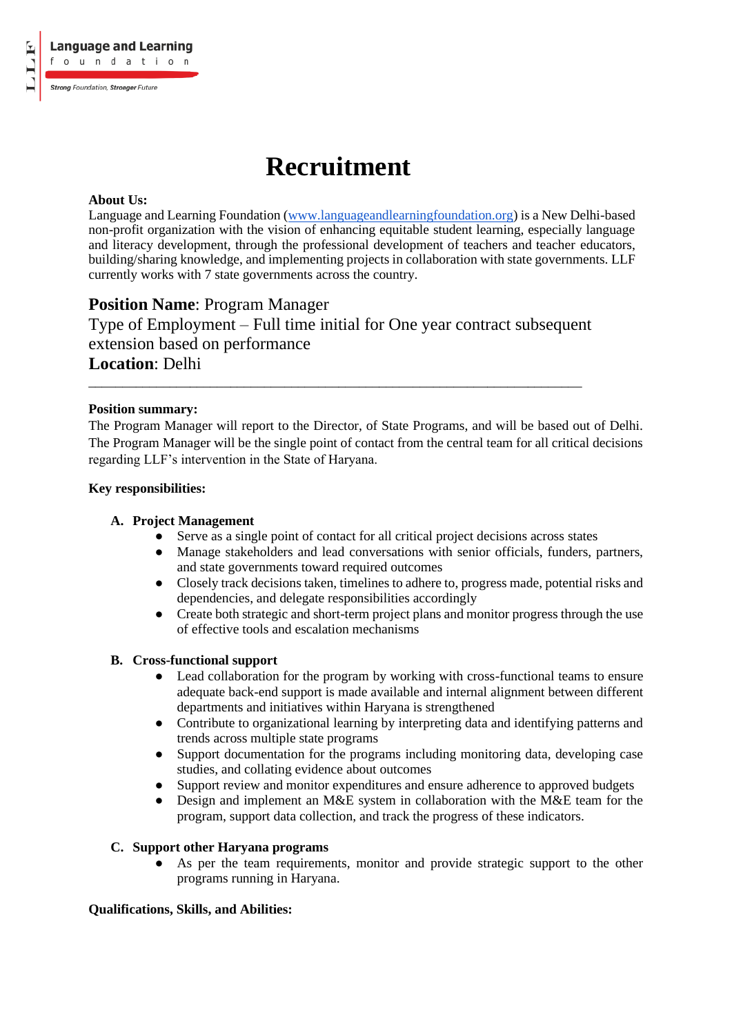# Recruitment

**About Us:**
Language and Learning Foundation (www.languageandlearningfoundation.org) is a New Delhi-based non-profit organization with the vision of enhancing equitable student learning, especially language and literacy development, through the professional development of teachers and teacher educators, building/sharing knowledge, and implementing projects in collaboration with state governments. LLF currently works with 7 state governments across the country.

**Position Name**: Program Manager
Type of Employment – Full time initial for One year contract subsequent extension based on performance
**Location**: Delhi

---

**Position summary:**
The Program Manager will report to the Director, of State Programs, and will be based out of Delhi. The Program Manager will be the single point of contact from the central team for all critical decisions regarding LLF's intervention in the State of Haryana.

**Key responsibilities:**

**A. Project Management**
- Serve as a single point of contact for all critical project decisions across states
- Manage stakeholders and lead conversations with senior officials, funders, partners, and state governments toward required outcomes
- Closely track decisions taken, timelines to adhere to, progress made, potential risks and dependencies, and delegate responsibilities accordingly
- Create both strategic and short-term project plans and monitor progress through the use of effective tools and escalation mechanisms

**B. Cross-functional support**
- Lead collaboration for the program by working with cross-functional teams to ensure adequate back-end support is made available and internal alignment between different departments and initiatives within Haryana is strengthened
- Contribute to organizational learning by interpreting data and identifying patterns and trends across multiple state programs
- Support documentation for the programs including monitoring data, developing case studies, and collating evidence about outcomes
- Support review and monitor expenditures and ensure adherence to approved budgets
- Design and implement an M&E system in collaboration with the M&E team for the program, support data collection, and track the progress of these indicators.

**C. Support other Haryana programs**
- As per the team requirements, monitor and provide strategic support to the other programs running in Haryana.

**Qualifications, Skills, and Abilities:**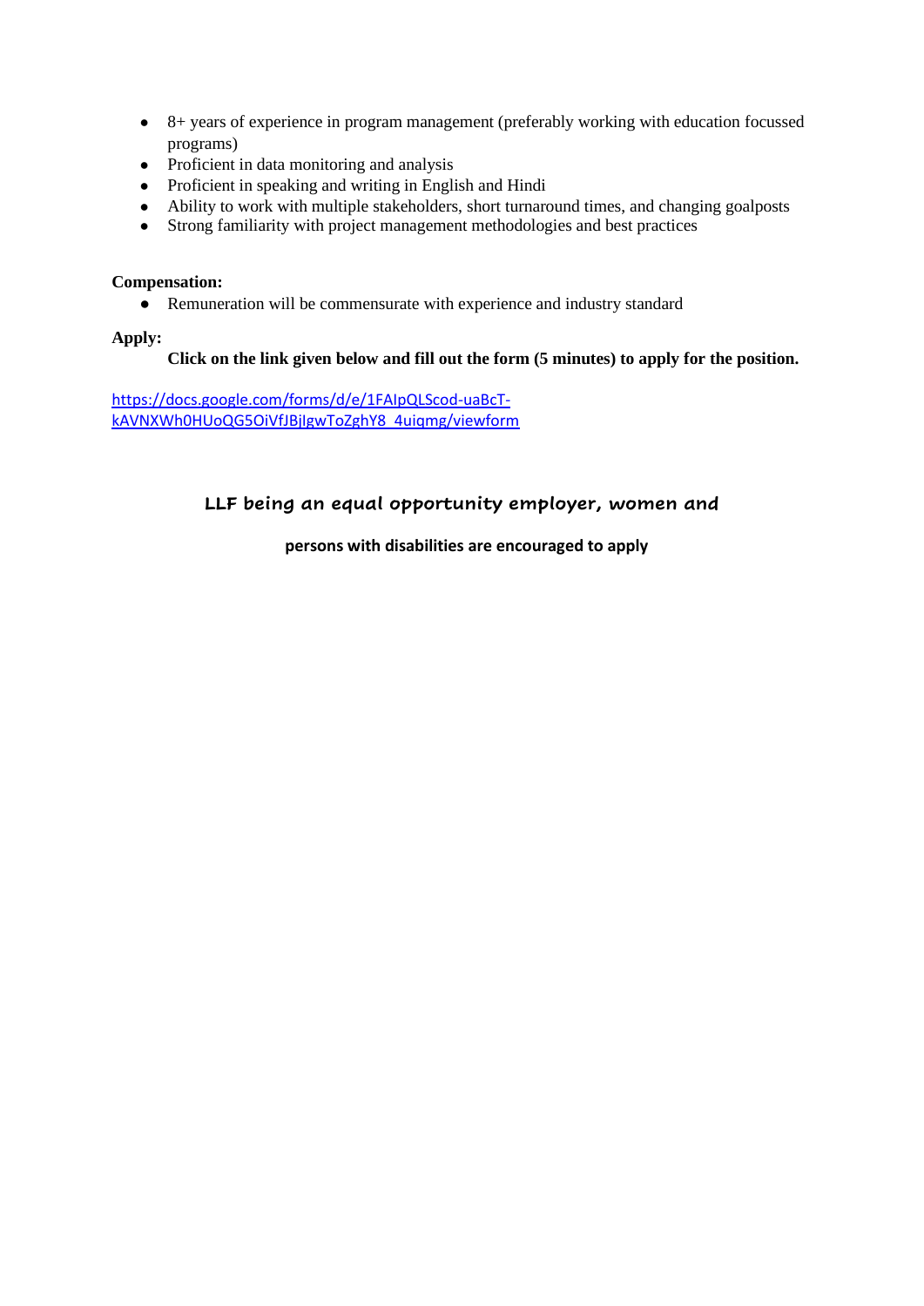- 8+ years of experience in program management (preferably working with education focussed programs)
- Proficient in data monitoring and analysis
- Proficient in speaking and writing in English and Hindi
- Ability to work with multiple stakeholders, short turnaround times, and changing goalposts
- Strong familiarity with project management methodologies and best practices

**Compensation:**

- Remuneration will be commensurate with experience and industry standard

**Apply:**

**Click on the link given below and fill out the form (5 minutes) to apply for the position.**

https://docs.google.com/forms/d/e/1FAIpQLScod-uaBcT-kAVNXWh0HUoQG5OiVfJBjlgwToZghY8_4uiqmg/viewform

**LLF being an equal opportunity employer, women and**

**persons with disabilities are encouraged to apply**